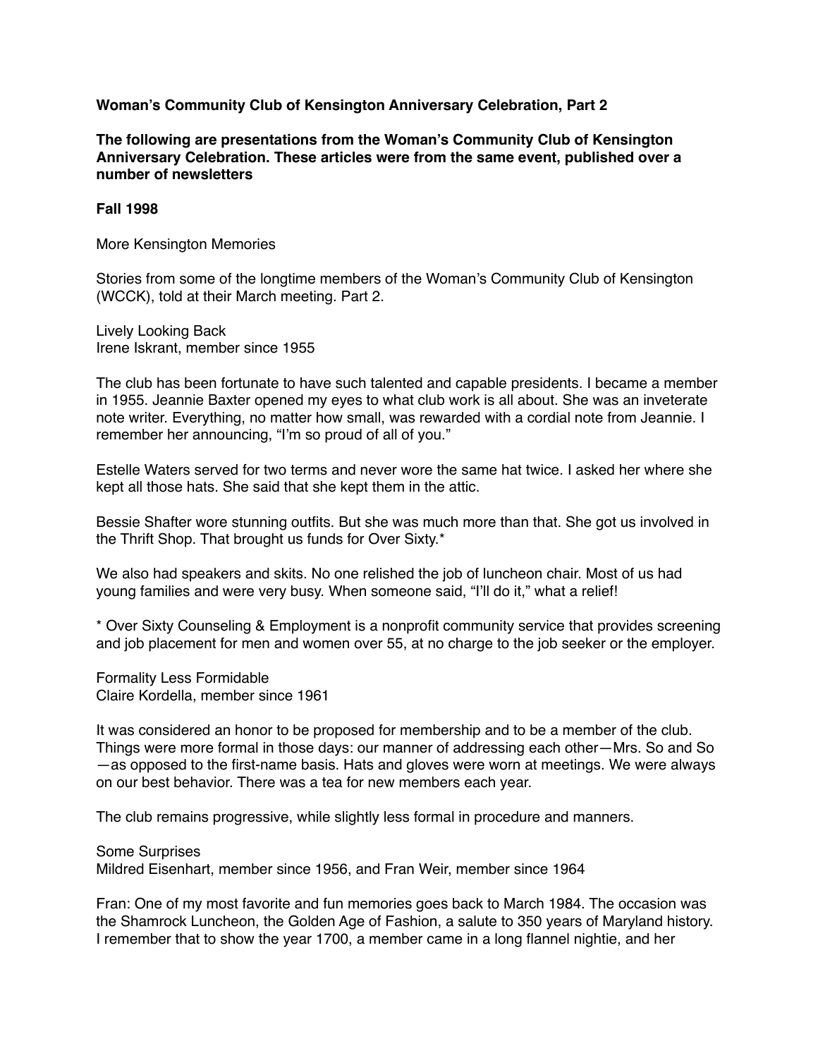**Woman's Community Club of Kensington Anniversary Celebration, Part 2**

**The following are presentations from the Woman's Community Club of Kensington Anniversary Celebration. These articles were from the same event, published over a number of newsletters**

**Fall 1998**

More Kensington Memories

Stories from some of the longtime members of the Woman's Community Club of Kensington (WCCK), told at their March meeting. Part 2.

Lively Looking Back
Irene Iskrant, member since 1955

The club has been fortunate to have such talented and capable presidents. I became a member in 1955. Jeannie Baxter opened my eyes to what club work is all about. She was an inveterate note writer. Everything, no matter how small, was rewarded with a cordial note from Jeannie. I remember her announcing, "I'm so proud of all of you."

Estelle Waters served for two terms and never wore the same hat twice. I asked her where she kept all those hats. She said that she kept them in the attic.

Bessie Shafter wore stunning outfits. But she was much more than that. She got us involved in the Thrift Shop. That brought us funds for Over Sixty.*

We also had speakers and skits. No one relished the job of luncheon chair. Most of us had young families and were very busy. When someone said, "I'll do it," what a relief!

* Over Sixty Counseling & Employment is a nonprofit community service that provides screening and job placement for men and women over 55, at no charge to the job seeker or the employer.

Formality Less Formidable
Claire Kordella, member since 1961

It was considered an honor to be proposed for membership and to be a member of the club. Things were more formal in those days: our manner of addressing each other—Mrs. So and So—as opposed to the first-name basis. Hats and gloves were worn at meetings. We were always on our best behavior. There was a tea for new members each year.

The club remains progressive, while slightly less formal in procedure and manners.

Some Surprises
Mildred Eisenhart, member since 1956, and Fran Weir, member since 1964

Fran: One of my most favorite and fun memories goes back to March 1984. The occasion was the Shamrock Luncheon, the Golden Age of Fashion, a salute to 350 years of Maryland history. I remember that to show the year 1700, a member came in a long flannel nightie, and her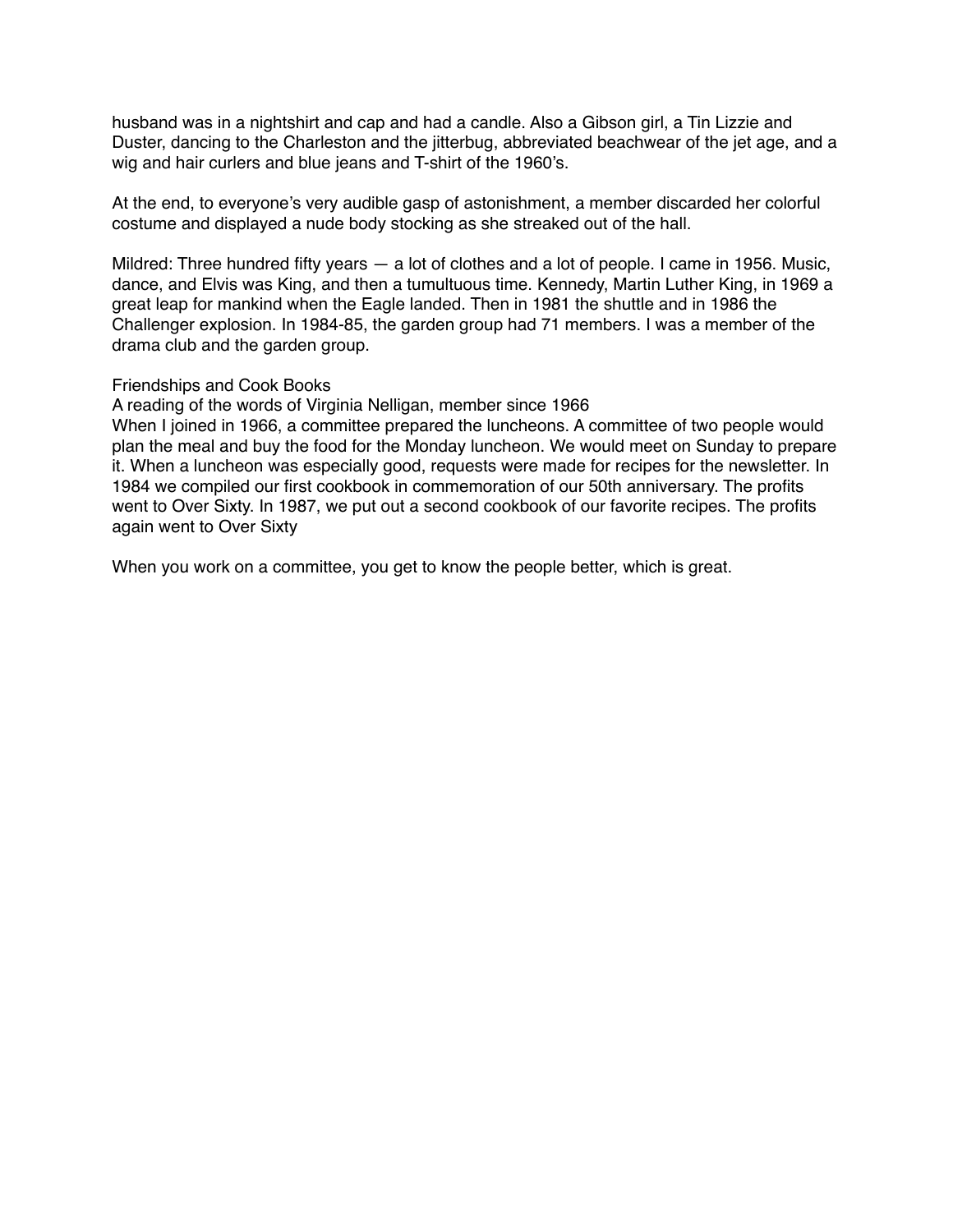husband was in a nightshirt and cap and had a candle. Also a Gibson girl, a Tin Lizzie and Duster, dancing to the Charleston and the jitterbug, abbreviated beachwear of the jet age, and a wig and hair curlers and blue jeans and T-shirt of the 1960's.

At the end, to everyone's very audible gasp of astonishment, a member discarded her colorful costume and displayed a nude body stocking as she streaked out of the hall.

Mildred: Three hundred fifty years — a lot of clothes and a lot of people. I came in 1956. Music, dance, and Elvis was King, and then a tumultuous time. Kennedy, Martin Luther King, in 1969 a great leap for mankind when the Eagle landed. Then in 1981 the shuttle and in 1986 the Challenger explosion. In 1984-85, the garden group had 71 members. I was a member of the drama club and the garden group.

Friendships and Cook Books

A reading of the words of Virginia Nelligan, member since 1966

When I joined in 1966, a committee prepared the luncheons. A committee of two people would plan the meal and buy the food for the Monday luncheon. We would meet on Sunday to prepare it. When a luncheon was especially good, requests were made for recipes for the newsletter. In 1984 we compiled our first cookbook in commemoration of our 50th anniversary. The profits went to Over Sixty. In 1987, we put out a second cookbook of our favorite recipes. The profits again went to Over Sixty

When you work on a committee, you get to know the people better, which is great.